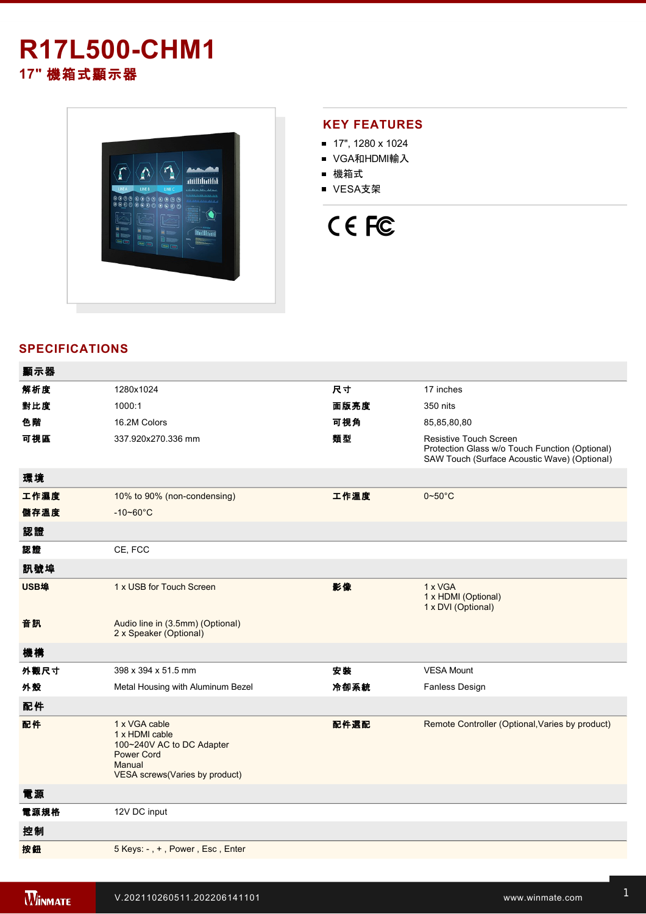# R17L500-CHM1

## 17" 機箱式顯示器

## KEY FEATURES

- 17", 1280 x 1024
- VGA和HDMI輸入
- 機箱式
- VESA支架

## SPECIFICATIONS

| 顯示器 | | | |
|---|---|---|---|
| 解析度 | 1280x1024 | 尺寸 | 17 inches |
| 對比度 | 1000:1 | 面版亮度 | 350 nits |
| 色階 | 16.2M Colors | 可視角 | 85,85,80,80 |
| 可視區 | 337.920x270.336 mm | 類型 | Resistive Touch Screen<br>Protection Glass w/o Touch Function (Optional)<br>SAW Touch (Surface Acoustic Wave) (Optional) |
| **環境** | | | |
| 工作濕度 | 10% to 90% (non-condensing) | 工作溫度 | 0~50°C |
| 儲存溫度 | -10~60°C | | |
| **認證** | | | |
| 認證 | CE, FCC | | |
| **訊號埠** | | | |
| USB埠 | 1 x USB for Touch Screen | 影像 | 1 x VGA<br>1 x HDMI (Optional)<br>1 x DVI (Optional) |
| 音訊 | Audio line in (3.5mm) (Optional)<br>2 x Speaker (Optional) | | |
| **機構** | | | |
| 外觀尺寸 | 398 x 394 x 51.5 mm | 安裝 | VESA Mount |
| 外殼 | Metal Housing with Aluminum Bezel | 冷卻系統 | Fanless Design |
| **配件** | | | |
| 配件 | 1 x VGA cable<br>1 x HDMI cable<br>100~240V AC to DC Adapter<br>Power Cord<br>Manual<br>VESA screws(Varies by product) | 配件選配 | Remote Controller (Optional,Varies by product) |
| **電源** | | | |
| 電源規格 | 12V DC input | | |
| **控制** | | | |
| 按鈕 | 5 Keys: - , + , Power , Esc , Enter | | |

V.202110260511.202206141101 www.winmate.com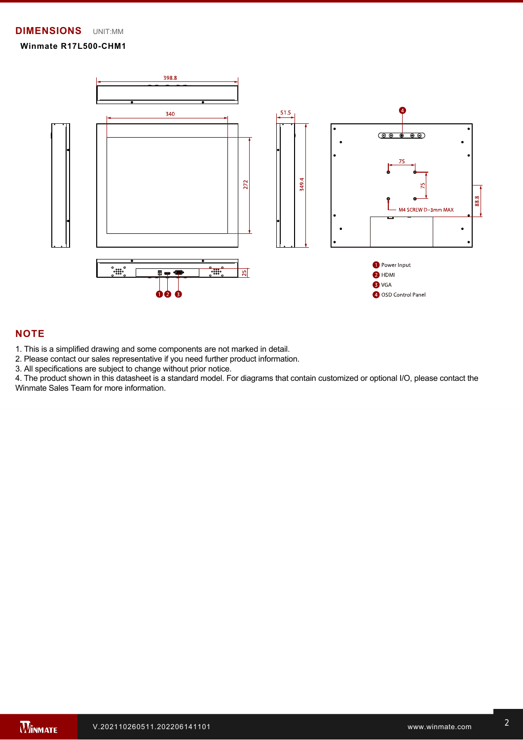## DIMENSIONS UNIT:MM

**Winmate R17L500-CHM1**

398.8

340

51.5

272

349.4

75

75

M4 SCREW D=3mm MAX

88.8

25

1 Power Input
2 HDMI
3 VGA
4 OSD Control Panel

## NOTE

1. This is a simplified drawing and some components are not marked in detail.
2. Please contact our sales representative if you need further product information.
3. All specifications are subject to change without prior notice.
4. The product shown in this datasheet is a standard model. For diagrams that contain customized or optional I/O, please contact the Winmate Sales Team for more information.